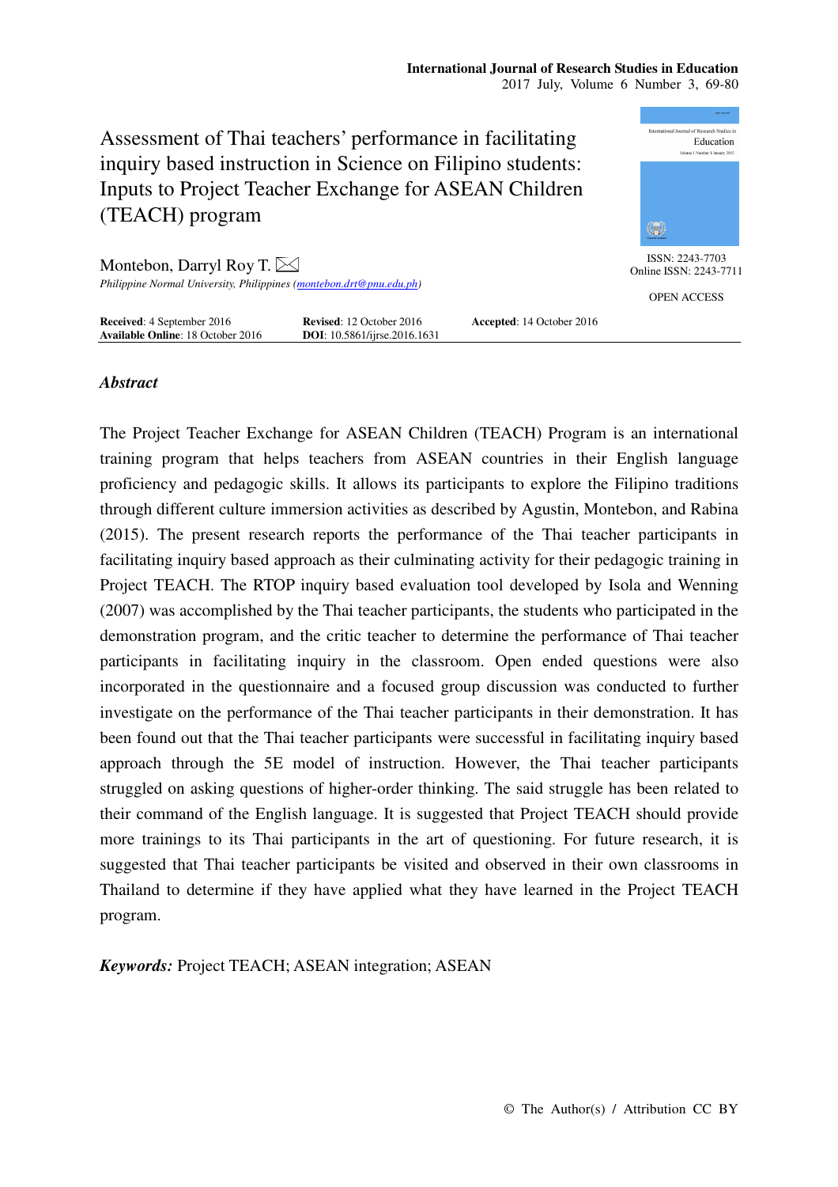# Assessment of Thai teachers' performance in facilitating inquiry based instruction in Science on Filipino students: Inputs to Project Teacher Exchange for ASEAN Children (TEACH) program

Montebon, Darryl Roy T.

*Philippine Normal University, Philippines (montebon.drt@pnu.edu.ph)*

ISSN: 2243-7703
Online ISSN: 2243-7711

OPEN ACCESS

**Received**: 4 September 2016 **Revised**: 12 October 2016 **Accepted**: 14 October 2016
**Available Online**: 18 October 2016 **DOI**: 10.5861/ijrse.2016.1631

## *Abstract*

The Project Teacher Exchange for ASEAN Children (TEACH) Program is an international training program that helps teachers from ASEAN countries in their English language proficiency and pedagogic skills. It allows its participants to explore the Filipino traditions through different culture immersion activities as described by Agustin, Montebon, and Rabina (2015). The present research reports the performance of the Thai teacher participants in facilitating inquiry based approach as their culminating activity for their pedagogic training in Project TEACH. The RTOP inquiry based evaluation tool developed by Isola and Wenning (2007) was accomplished by the Thai teacher participants, the students who participated in the demonstration program, and the critic teacher to determine the performance of Thai teacher participants in facilitating inquiry in the classroom. Open ended questions were also incorporated in the questionnaire and a focused group discussion was conducted to further investigate on the performance of the Thai teacher participants in their demonstration. It has been found out that the Thai teacher participants were successful in facilitating inquiry based approach through the 5E model of instruction. However, the Thai teacher participants struggled on asking questions of higher-order thinking. The said struggle has been related to their command of the English language. It is suggested that Project TEACH should provide more trainings to its Thai participants in the art of questioning. For future research, it is suggested that Thai teacher participants be visited and observed in their own classrooms in Thailand to determine if they have applied what they have learned in the Project TEACH program.

***Keywords:*** Project TEACH; ASEAN integration; ASEAN

© The Author(s) / Attribution CC BY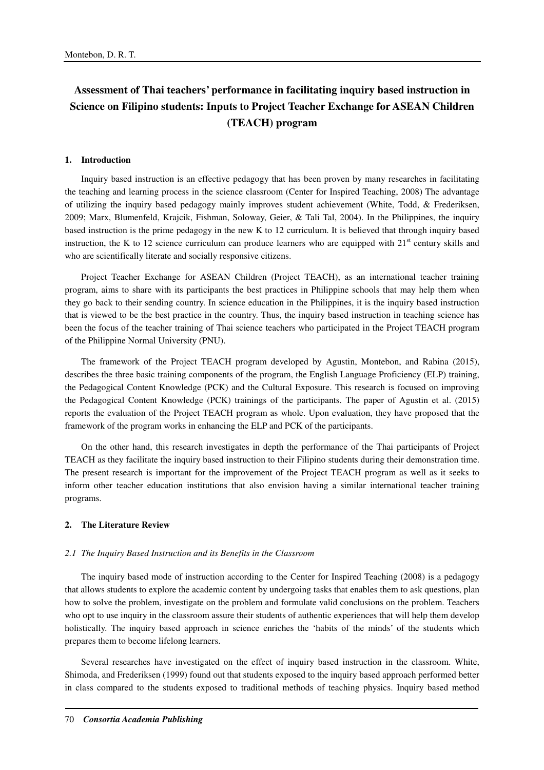# Assessment of Thai teachers' performance in facilitating inquiry based instruction in Science on Filipino students: Inputs to Project Teacher Exchange for ASEAN Children (TEACH) program

## 1. Introduction

Inquiry based instruction is an effective pedagogy that has been proven by many researches in facilitating the teaching and learning process in the science classroom (Center for Inspired Teaching, 2008) The advantage of utilizing the inquiry based pedagogy mainly improves student achievement (White, Todd, & Frederiksen, 2009; Marx, Blumenfeld, Krajcik, Fishman, Soloway, Geier, & Tali Tal, 2004). In the Philippines, the inquiry based instruction is the prime pedagogy in the new K to 12 curriculum. It is believed that through inquiry based instruction, the K to 12 science curriculum can produce learners who are equipped with 21st century skills and who are scientifically literate and socially responsive citizens.

Project Teacher Exchange for ASEAN Children (Project TEACH), as an international teacher training program, aims to share with its participants the best practices in Philippine schools that may help them when they go back to their sending country. In science education in the Philippines, it is the inquiry based instruction that is viewed to be the best practice in the country. Thus, the inquiry based instruction in teaching science has been the focus of the teacher training of Thai science teachers who participated in the Project TEACH program of the Philippine Normal University (PNU).

The framework of the Project TEACH program developed by Agustin, Montebon, and Rabina (2015), describes the three basic training components of the program, the English Language Proficiency (ELP) training, the Pedagogical Content Knowledge (PCK) and the Cultural Exposure. This research is focused on improving the Pedagogical Content Knowledge (PCK) trainings of the participants. The paper of Agustin et al. (2015) reports the evaluation of the Project TEACH program as whole. Upon evaluation, they have proposed that the framework of the program works in enhancing the ELP and PCK of the participants.

On the other hand, this research investigates in depth the performance of the Thai participants of Project TEACH as they facilitate the inquiry based instruction to their Filipino students during their demonstration time. The present research is important for the improvement of the Project TEACH program as well as it seeks to inform other teacher education institutions that also envision having a similar international teacher training programs.

## 2. The Literature Review

### *2.1 The Inquiry Based Instruction and its Benefits in the Classroom*

The inquiry based mode of instruction according to the Center for Inspired Teaching (2008) is a pedagogy that allows students to explore the academic content by undergoing tasks that enables them to ask questions, plan how to solve the problem, investigate on the problem and formulate valid conclusions on the problem. Teachers who opt to use inquiry in the classroom assure their students of authentic experiences that will help them develop holistically. The inquiry based approach in science enriches the 'habits of the minds' of the students which prepares them to become lifelong learners.

Several researches have investigated on the effect of inquiry based instruction in the classroom. White, Shimoda, and Frederiksen (1999) found out that students exposed to the inquiry based approach performed better in class compared to the students exposed to traditional methods of teaching physics. Inquiry based method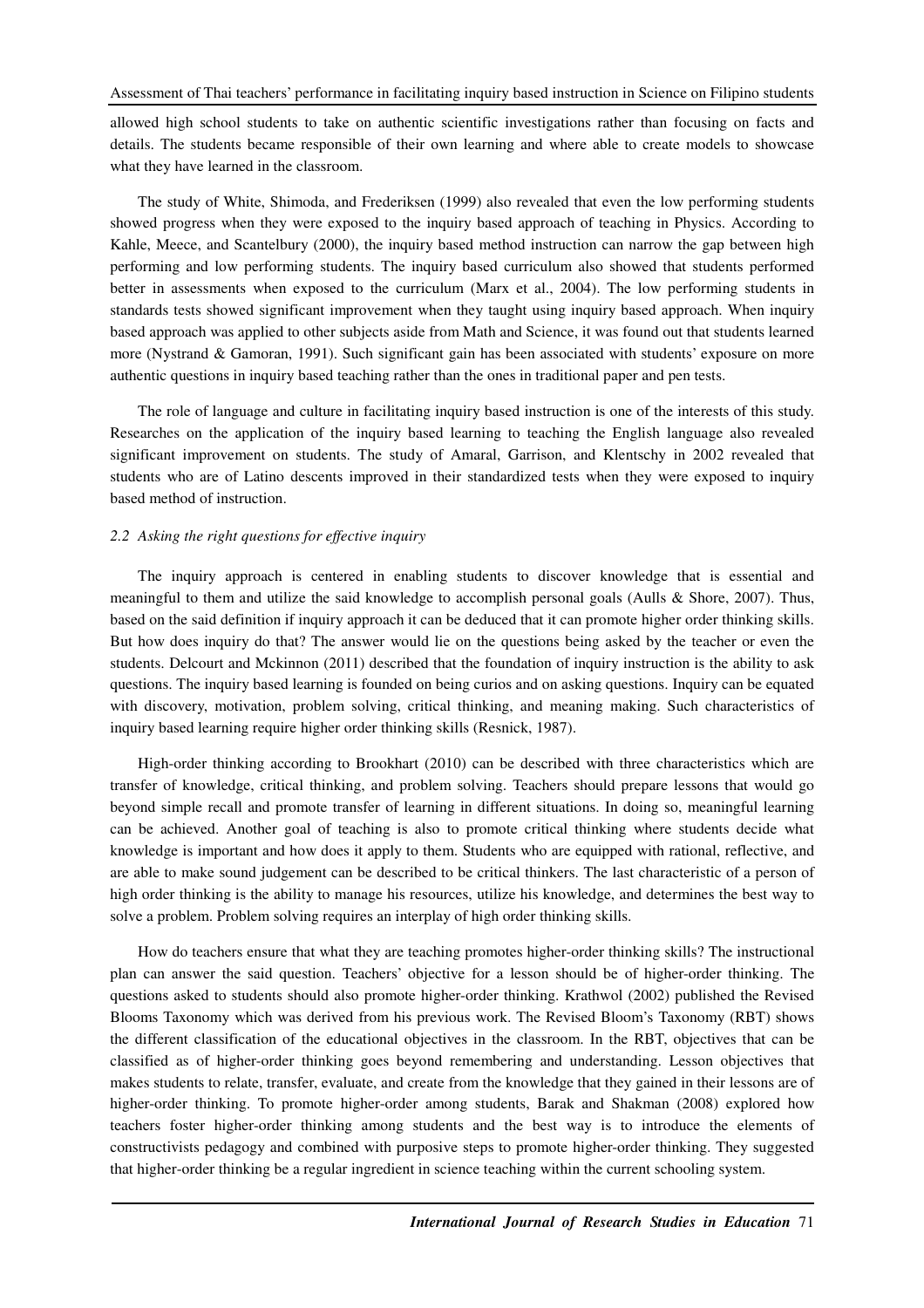allowed high school students to take on authentic scientific investigations rather than focusing on facts and details. The students became responsible of their own learning and where able to create models to showcase what they have learned in the classroom.

The study of White, Shimoda, and Frederiksen (1999) also revealed that even the low performing students showed progress when they were exposed to the inquiry based approach of teaching in Physics. According to Kahle, Meece, and Scantelbury (2000), the inquiry based method instruction can narrow the gap between high performing and low performing students. The inquiry based curriculum also showed that students performed better in assessments when exposed to the curriculum (Marx et al., 2004). The low performing students in standards tests showed significant improvement when they taught using inquiry based approach. When inquiry based approach was applied to other subjects aside from Math and Science, it was found out that students learned more (Nystrand & Gamoran, 1991). Such significant gain has been associated with students' exposure on more authentic questions in inquiry based teaching rather than the ones in traditional paper and pen tests.

The role of language and culture in facilitating inquiry based instruction is one of the interests of this study. Researches on the application of the inquiry based learning to teaching the English language also revealed significant improvement on students. The study of Amaral, Garrison, and Klentschy in 2002 revealed that students who are of Latino descents improved in their standardized tests when they were exposed to inquiry based method of instruction.

### *2.2 Asking the right questions for effective inquiry*

The inquiry approach is centered in enabling students to discover knowledge that is essential and meaningful to them and utilize the said knowledge to accomplish personal goals (Aulls & Shore, 2007). Thus, based on the said definition if inquiry approach it can be deduced that it can promote higher order thinking skills. But how does inquiry do that? The answer would lie on the questions being asked by the teacher or even the students. Delcourt and Mckinnon (2011) described that the foundation of inquiry instruction is the ability to ask questions. The inquiry based learning is founded on being curios and on asking questions. Inquiry can be equated with discovery, motivation, problem solving, critical thinking, and meaning making. Such characteristics of inquiry based learning require higher order thinking skills (Resnick, 1987).

High-order thinking according to Brookhart (2010) can be described with three characteristics which are transfer of knowledge, critical thinking, and problem solving. Teachers should prepare lessons that would go beyond simple recall and promote transfer of learning in different situations. In doing so, meaningful learning can be achieved. Another goal of teaching is also to promote critical thinking where students decide what knowledge is important and how does it apply to them. Students who are equipped with rational, reflective, and are able to make sound judgement can be described to be critical thinkers. The last characteristic of a person of high order thinking is the ability to manage his resources, utilize his knowledge, and determines the best way to solve a problem. Problem solving requires an interplay of high order thinking skills.

How do teachers ensure that what they are teaching promotes higher-order thinking skills? The instructional plan can answer the said question. Teachers' objective for a lesson should be of higher-order thinking. The questions asked to students should also promote higher-order thinking. Krathwol (2002) published the Revised Blooms Taxonomy which was derived from his previous work. The Revised Bloom's Taxonomy (RBT) shows the different classification of the educational objectives in the classroom. In the RBT, objectives that can be classified as of higher-order thinking goes beyond remembering and understanding. Lesson objectives that makes students to relate, transfer, evaluate, and create from the knowledge that they gained in their lessons are of higher-order thinking. To promote higher-order among students, Barak and Shakman (2008) explored how teachers foster higher-order thinking among students and the best way is to introduce the elements of constructivists pedagogy and combined with purposive steps to promote higher-order thinking. They suggested that higher-order thinking be a regular ingredient in science teaching within the current schooling system.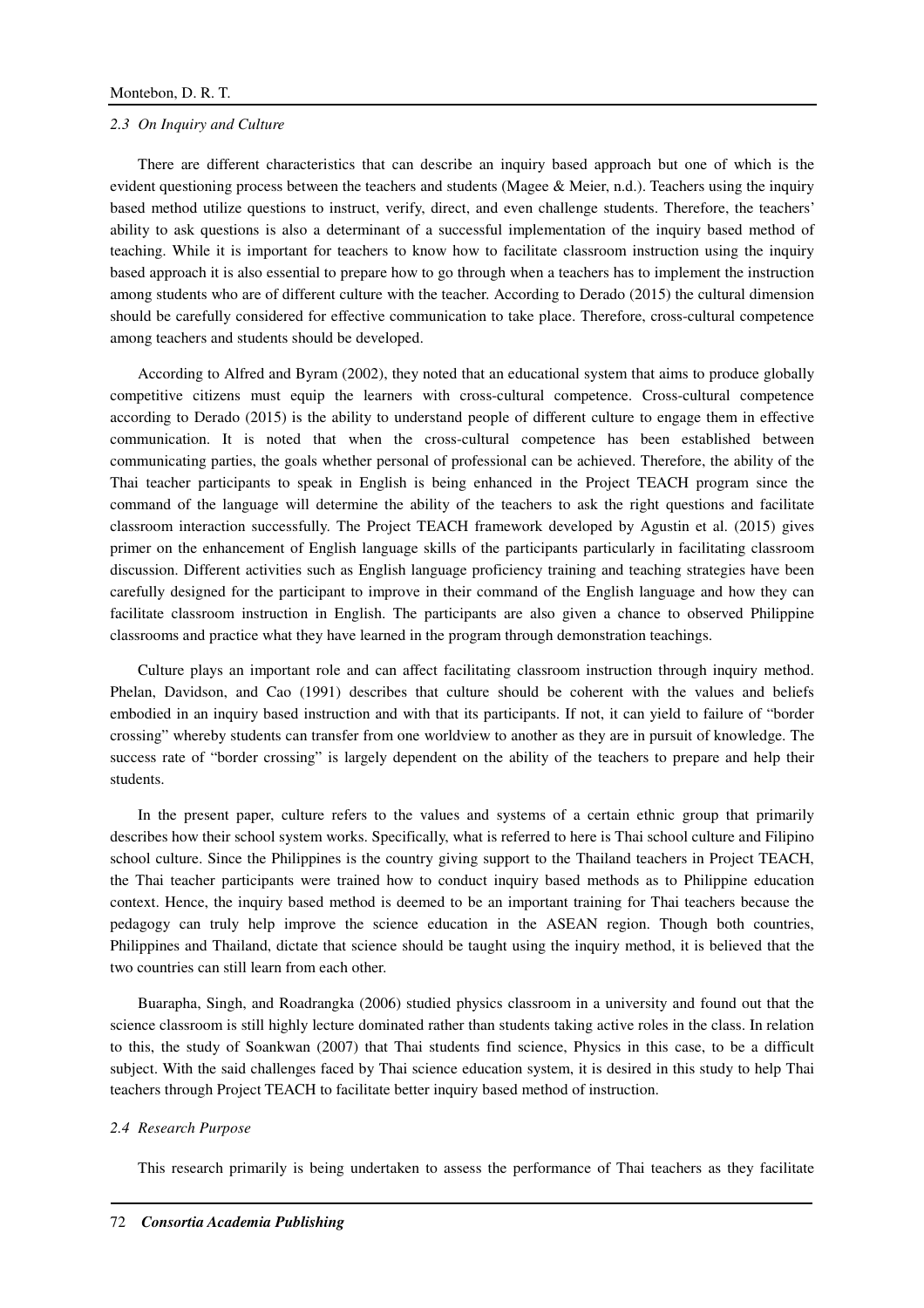### 2.3 On Inquiry and Culture

There are different characteristics that can describe an inquiry based approach but one of which is the evident questioning process between the teachers and students (Magee & Meier, n.d.). Teachers using the inquiry based method utilize questions to instruct, verify, direct, and even challenge students. Therefore, the teachers' ability to ask questions is also a determinant of a successful implementation of the inquiry based method of teaching. While it is important for teachers to know how to facilitate classroom instruction using the inquiry based approach it is also essential to prepare how to go through when a teachers has to implement the instruction among students who are of different culture with the teacher. According to Derado (2015) the cultural dimension should be carefully considered for effective communication to take place. Therefore, cross-cultural competence among teachers and students should be developed.

According to Alfred and Byram (2002), they noted that an educational system that aims to produce globally competitive citizens must equip the learners with cross-cultural competence. Cross-cultural competence according to Derado (2015) is the ability to understand people of different culture to engage them in effective communication. It is noted that when the cross-cultural competence has been established between communicating parties, the goals whether personal of professional can be achieved. Therefore, the ability of the Thai teacher participants to speak in English is being enhanced in the Project TEACH program since the command of the language will determine the ability of the teachers to ask the right questions and facilitate classroom interaction successfully. The Project TEACH framework developed by Agustin et al. (2015) gives primer on the enhancement of English language skills of the participants particularly in facilitating classroom discussion. Different activities such as English language proficiency training and teaching strategies have been carefully designed for the participant to improve in their command of the English language and how they can facilitate classroom instruction in English. The participants are also given a chance to observed Philippine classrooms and practice what they have learned in the program through demonstration teachings.

Culture plays an important role and can affect facilitating classroom instruction through inquiry method. Phelan, Davidson, and Cao (1991) describes that culture should be coherent with the values and beliefs embodied in an inquiry based instruction and with that its participants. If not, it can yield to failure of "border crossing" whereby students can transfer from one worldview to another as they are in pursuit of knowledge. The success rate of "border crossing" is largely dependent on the ability of the teachers to prepare and help their students.

In the present paper, culture refers to the values and systems of a certain ethnic group that primarily describes how their school system works. Specifically, what is referred to here is Thai school culture and Filipino school culture. Since the Philippines is the country giving support to the Thailand teachers in Project TEACH, the Thai teacher participants were trained how to conduct inquiry based methods as to Philippine education context. Hence, the inquiry based method is deemed to be an important training for Thai teachers because the pedagogy can truly help improve the science education in the ASEAN region. Though both countries, Philippines and Thailand, dictate that science should be taught using the inquiry method, it is believed that the two countries can still learn from each other.

Buarapha, Singh, and Roadrangka (2006) studied physics classroom in a university and found out that the science classroom is still highly lecture dominated rather than students taking active roles in the class. In relation to this, the study of Soankwan (2007) that Thai students find science, Physics in this case, to be a difficult subject. With the said challenges faced by Thai science education system, it is desired in this study to help Thai teachers through Project TEACH to facilitate better inquiry based method of instruction.

### 2.4 Research Purpose

This research primarily is being undertaken to assess the performance of Thai teachers as they facilitate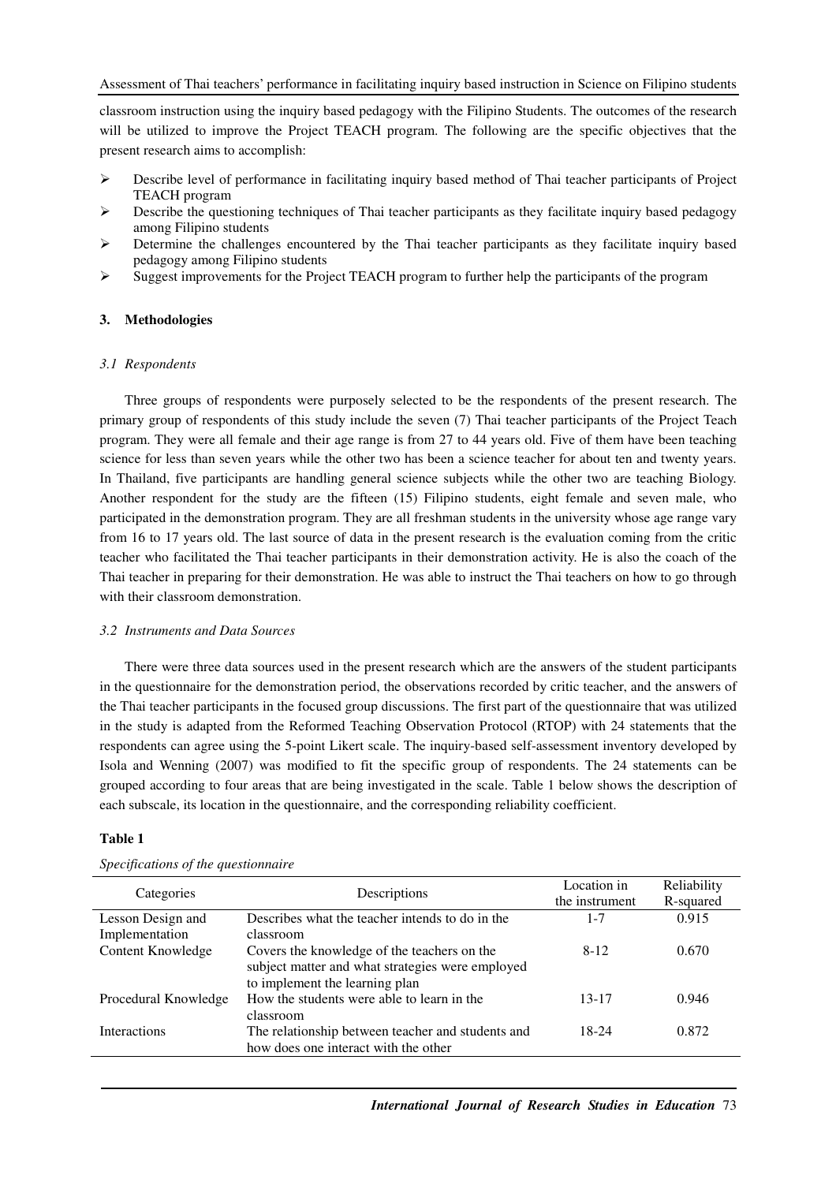classroom instruction using the inquiry based pedagogy with the Filipino Students. The outcomes of the research will be utilized to improve the Project TEACH program. The following are the specific objectives that the present research aims to accomplish:

- Describe level of performance in facilitating inquiry based method of Thai teacher participants of Project TEACH program
- Describe the questioning techniques of Thai teacher participants as they facilitate inquiry based pedagogy among Filipino students
- Determine the challenges encountered by the Thai teacher participants as they facilitate inquiry based pedagogy among Filipino students
- Suggest improvements for the Project TEACH program to further help the participants of the program

## 3. Methodologies

### *3.1 Respondents*

Three groups of respondents were purposely selected to be the respondents of the present research. The primary group of respondents of this study include the seven (7) Thai teacher participants of the Project Teach program. They were all female and their age range is from 27 to 44 years old. Five of them have been teaching science for less than seven years while the other two has been a science teacher for about ten and twenty years. In Thailand, five participants are handling general science subjects while the other two are teaching Biology. Another respondent for the study are the fifteen (15) Filipino students, eight female and seven male, who participated in the demonstration program. They are all freshman students in the university whose age range vary from 16 to 17 years old. The last source of data in the present research is the evaluation coming from the critic teacher who facilitated the Thai teacher participants in their demonstration activity. He is also the coach of the Thai teacher in preparing for their demonstration. He was able to instruct the Thai teachers on how to go through with their classroom demonstration.

### *3.2 Instruments and Data Sources*

There were three data sources used in the present research which are the answers of the student participants in the questionnaire for the demonstration period, the observations recorded by critic teacher, and the answers of the Thai teacher participants in the focused group discussions. The first part of the questionnaire that was utilized in the study is adapted from the Reformed Teaching Observation Protocol (RTOP) with 24 statements that the respondents can agree using the 5-point Likert scale. The inquiry-based self-assessment inventory developed by Isola and Wenning (2007) was modified to fit the specific group of respondents. The 24 statements can be grouped according to four areas that are being investigated in the scale. Table 1 below shows the description of each subscale, its location in the questionnaire, and the corresponding reliability coefficient.

**Table 1**

*Specifications of the questionnaire*

| Categories | Descriptions | Location in the instrument | Reliability R-squared |
|---|---|---|---|
| Lesson Design and Implementation | Describes what the teacher intends to do in the classroom | 1-7 | 0.915 |
| Content Knowledge | Covers the knowledge of the teachers on the subject matter and what strategies were employed to implement the learning plan | 8-12 | 0.670 |
| Procedural Knowledge | How the students were able to learn in the classroom | 13-17 | 0.946 |
| Interactions | The relationship between teacher and students and how does one interact with the other | 18-24 | 0.872 |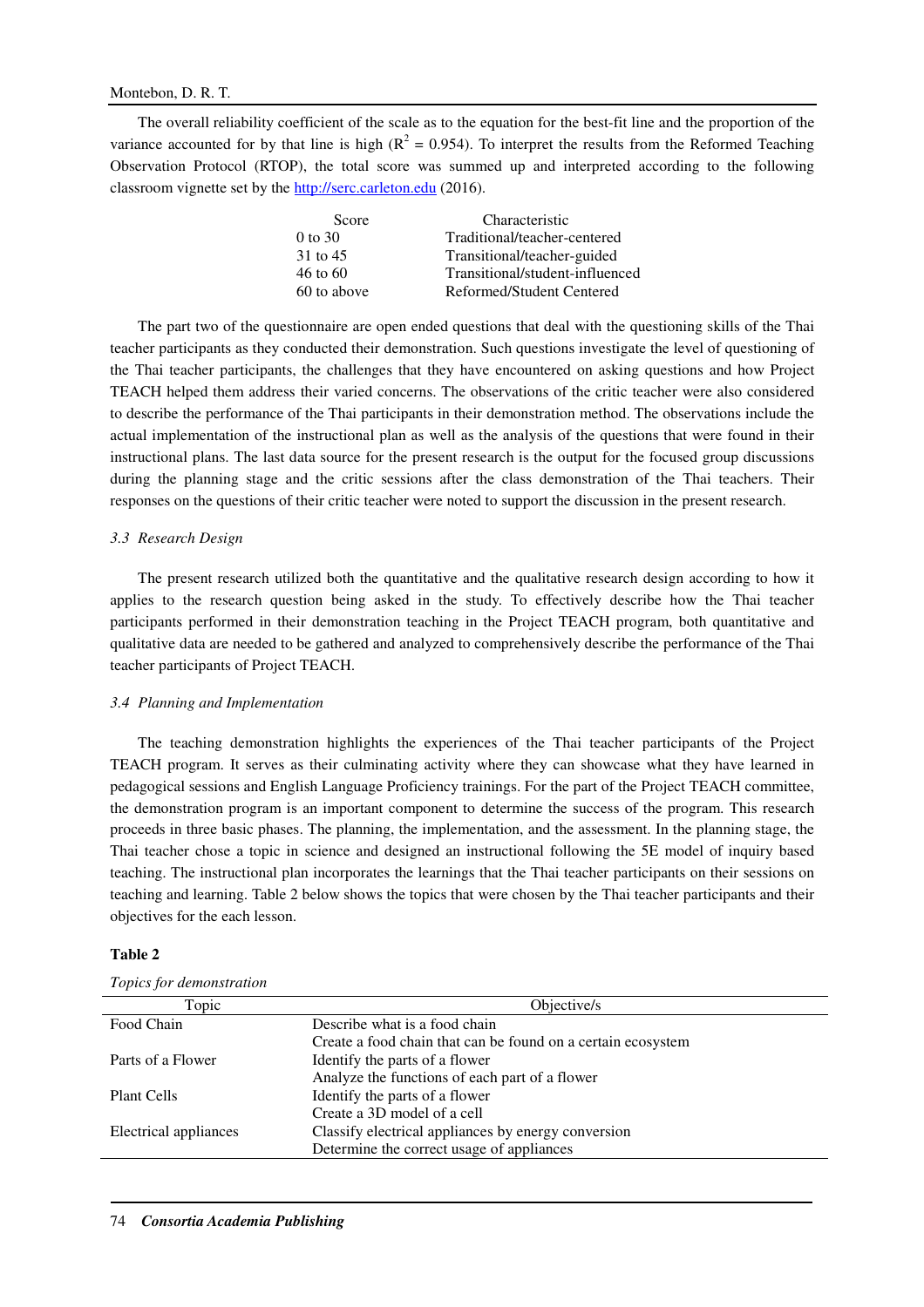The overall reliability coefficient of the scale as to the equation for the best-fit line and the proportion of the variance accounted for by that line is high ($R^2$ = 0.954). To interpret the results from the Reformed Teaching Observation Protocol (RTOP), the total score was summed up and interpreted according to the following classroom vignette set by the http://serc.carleton.edu (2016).

| Score | Characteristic |
|---|---|
| 0 to 30 | Traditional/teacher-centered |
| 31 to 45 | Transitional/teacher-guided |
| 46 to 60 | Transitional/student-influenced |
| 60 to above | Reformed/Student Centered |

The part two of the questionnaire are open ended questions that deal with the questioning skills of the Thai teacher participants as they conducted their demonstration. Such questions investigate the level of questioning of the Thai teacher participants, the challenges that they have encountered on asking questions and how Project TEACH helped them address their varied concerns. The observations of the critic teacher were also considered to describe the performance of the Thai participants in their demonstration method. The observations include the actual implementation of the instructional plan as well as the analysis of the questions that were found in their instructional plans. The last data source for the present research is the output for the focused group discussions during the planning stage and the critic sessions after the class demonstration of the Thai teachers. Their responses on the questions of their critic teacher were noted to support the discussion in the present research.

### *3.3 Research Design*

The present research utilized both the quantitative and the qualitative research design according to how it applies to the research question being asked in the study. To effectively describe how the Thai teacher participants performed in their demonstration teaching in the Project TEACH program, both quantitative and qualitative data are needed to be gathered and analyzed to comprehensively describe the performance of the Thai teacher participants of Project TEACH.

### *3.4 Planning and Implementation*

The teaching demonstration highlights the experiences of the Thai teacher participants of the Project TEACH program. It serves as their culminating activity where they can showcase what they have learned in pedagogical sessions and English Language Proficiency trainings. For the part of the Project TEACH committee, the demonstration program is an important component to determine the success of the program. This research proceeds in three basic phases. The planning, the implementation, and the assessment. In the planning stage, the Thai teacher chose a topic in science and designed an instructional following the 5E model of inquiry based teaching. The instructional plan incorporates the learnings that the Thai teacher participants on their sessions on teaching and learning. Table 2 below shows the topics that were chosen by the Thai teacher participants and their objectives for the each lesson.

**Table 2**

*Topics for demonstration*

| Topic | Objective/s |
|---|---|
| Food Chain | Describe what is a food chain |
| | Create a food chain that can be found on a certain ecosystem |
| Parts of a Flower | Identify the parts of a flower |
| | Analyze the functions of each part of a flower |
| Plant Cells | Identify the parts of a flower |
| | Create a 3D model of a cell |
| Electrical appliances | Classify electrical appliances by energy conversion |
| | Determine the correct usage of appliances |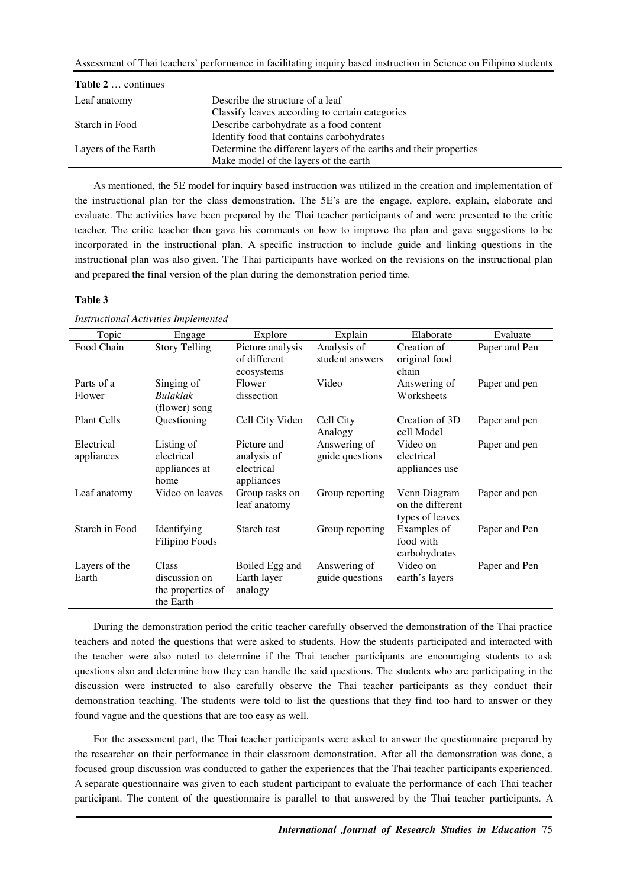**Table 2** … continues

| | |
|---|---|
| Leaf anatomy | Describe the structure of a leaf<br>Classify leaves according to certain categories |
| Starch in Food | Describe carbohydrate as a food content<br>Identify food that contains carbohydrates |
| Layers of the Earth | Determine the different layers of the earths and their properties<br>Make model of the layers of the earth |

As mentioned, the 5E model for inquiry based instruction was utilized in the creation and implementation of the instructional plan for the class demonstration. The 5E's are the engage, explore, explain, elaborate and evaluate. The activities have been prepared by the Thai teacher participants of and were presented to the critic teacher. The critic teacher then gave his comments on how to improve the plan and gave suggestions to be incorporated in the instructional plan. A specific instruction to include guide and linking questions in the instructional plan was also given. The Thai participants have worked on the revisions on the instructional plan and prepared the final version of the plan during the demonstration period time.

**Table 3**

*Instructional Activities Implemented*

| Topic | Engage | Explore | Explain | Elaborate | Evaluate |
|---|---|---|---|---|---|
| Food Chain | Story Telling | Picture analysis of different ecosystems | Analysis of student answers | Creation of original food chain | Paper and Pen |
| Parts of a Flower | Singing of *Bulaklak* (flower) song | Flower dissection | Video | Answering of Worksheets | Paper and pen |
| Plant Cells | Questioning | Cell City Video | Cell City Analogy | Creation of 3D cell Model | Paper and pen |
| Electrical appliances | Listing of electrical appliances at home | Picture and analysis of electrical appliances | Answering of guide questions | Video on electrical appliances use | Paper and pen |
| Leaf anatomy | Video on leaves | Group tasks on leaf anatomy | Group reporting | Venn Diagram on the different types of leaves | Paper and pen |
| Starch in Food | Identifying Filipino Foods | Starch test | Group reporting | Examples of food with carbohydrates | Paper and Pen |
| Layers of the Earth | Class discussion on the properties of the Earth | Boiled Egg and Earth layer analogy | Answering of guide questions | Video on earth's layers | Paper and Pen |

During the demonstration period the critic teacher carefully observed the demonstration of the Thai practice teachers and noted the questions that were asked to students. How the students participated and interacted with the teacher were also noted to determine if the Thai teacher participants are encouraging students to ask questions also and determine how they can handle the said questions. The students who are participating in the discussion were instructed to also carefully observe the Thai teacher participants as they conduct their demonstration teaching. The students were told to list the questions that they find too hard to answer or they found vague and the questions that are too easy as well.

For the assessment part, the Thai teacher participants were asked to answer the questionnaire prepared by the researcher on their performance in their classroom demonstration. After all the demonstration was done, a focused group discussion was conducted to gather the experiences that the Thai teacher participants experienced. A separate questionnaire was given to each student participant to evaluate the performance of each Thai teacher participant. The content of the questionnaire is parallel to that answered by the Thai teacher participants. A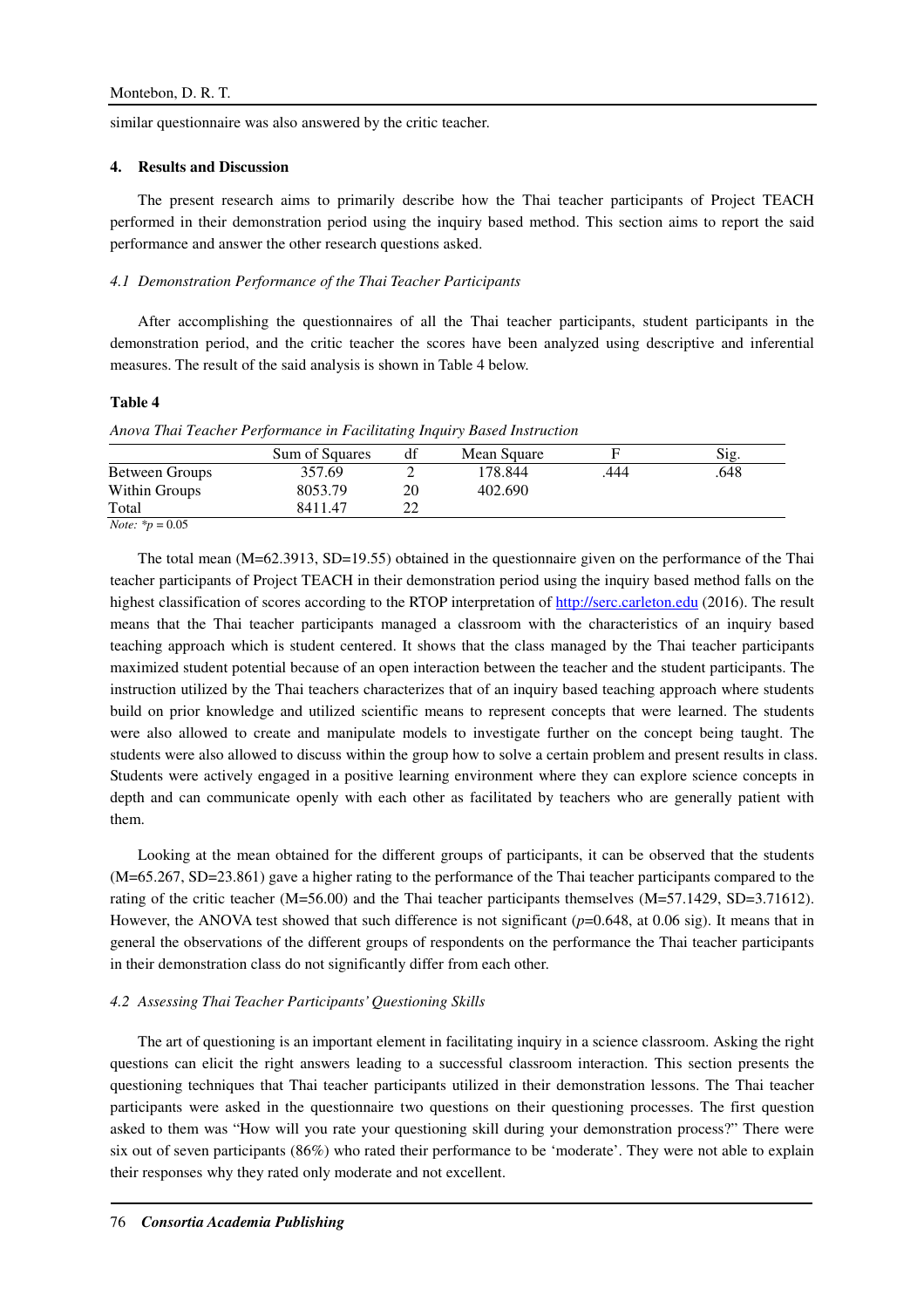similar questionnaire was also answered by the critic teacher.

## 4. Results and Discussion

The present research aims to primarily describe how the Thai teacher participants of Project TEACH performed in their demonstration period using the inquiry based method. This section aims to report the said performance and answer the other research questions asked.

### *4.1 Demonstration Performance of the Thai Teacher Participants*

After accomplishing the questionnaires of all the Thai teacher participants, student participants in the demonstration period, and the critic teacher the scores have been analyzed using descriptive and inferential measures. The result of the said analysis is shown in Table 4 below.

**Table 4**

*Anova Thai Teacher Performance in Facilitating Inquiry Based Instruction*

| | Sum of Squares | df | Mean Square | F | Sig. |
|---|---|---|---|---|---|
| Between Groups | 357.69 | 2 | 178.844 | .444 | .648 |
| Within Groups | 8053.79 | 20 | 402.690 | | |
| Total | 8411.47 | 22 | | | |

*Note:* $*p = 0.05$

The total mean (M=62.3913, SD=19.55) obtained in the questionnaire given on the performance of the Thai teacher participants of Project TEACH in their demonstration period using the inquiry based method falls on the highest classification of scores according to the RTOP interpretation of http://serc.carleton.edu (2016). The result means that the Thai teacher participants managed a classroom with the characteristics of an inquiry based teaching approach which is student centered. It shows that the class managed by the Thai teacher participants maximized student potential because of an open interaction between the teacher and the student participants. The instruction utilized by the Thai teachers characterizes that of an inquiry based teaching approach where students build on prior knowledge and utilized scientific means to represent concepts that were learned. The students were also allowed to create and manipulate models to investigate further on the concept being taught. The students were also allowed to discuss within the group how to solve a certain problem and present results in class. Students were actively engaged in a positive learning environment where they can explore science concepts in depth and can communicate openly with each other as facilitated by teachers who are generally patient with them.

Looking at the mean obtained for the different groups of participants, it can be observed that the students (M=65.267, SD=23.861) gave a higher rating to the performance of the Thai teacher participants compared to the rating of the critic teacher (M=56.00) and the Thai teacher participants themselves (M=57.1429, SD=3.71612). However, the ANOVA test showed that such difference is not significant ($p$=0.648, at 0.06 sig). It means that in general the observations of the different groups of respondents on the performance the Thai teacher participants in their demonstration class do not significantly differ from each other.

### *4.2 Assessing Thai Teacher Participants' Questioning Skills*

The art of questioning is an important element in facilitating inquiry in a science classroom. Asking the right questions can elicit the right answers leading to a successful classroom interaction. This section presents the questioning techniques that Thai teacher participants utilized in their demonstration lessons. The Thai teacher participants were asked in the questionnaire two questions on their questioning processes. The first question asked to them was "How will you rate your questioning skill during your demonstration process?" There were six out of seven participants (86%) who rated their performance to be 'moderate'. They were not able to explain their responses why they rated only moderate and not excellent.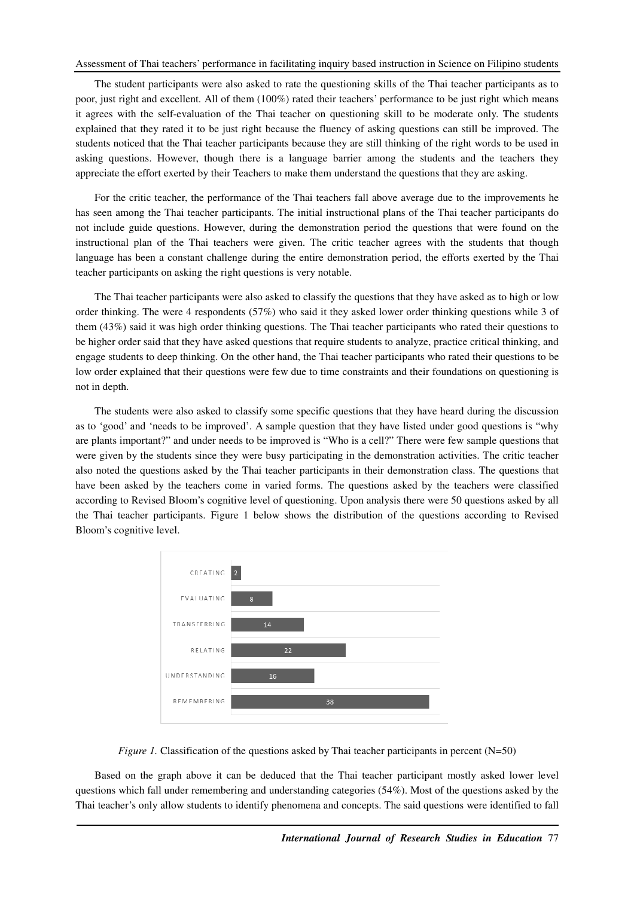The student participants were also asked to rate the questioning skills of the Thai teacher participants as to poor, just right and excellent. All of them (100%) rated their teachers' performance to be just right which means it agrees with the self-evaluation of the Thai teacher on questioning skill to be moderate only. The students explained that they rated it to be just right because the fluency of asking questions can still be improved. The students noticed that the Thai teacher participants because they are still thinking of the right words to be used in asking questions. However, though there is a language barrier among the students and the teachers they appreciate the effort exerted by their Teachers to make them understand the questions that they are asking.

For the critic teacher, the performance of the Thai teachers fall above average due to the improvements he has seen among the Thai teacher participants. The initial instructional plans of the Thai teacher participants do not include guide questions. However, during the demonstration period the questions that were found on the instructional plan of the Thai teachers were given. The critic teacher agrees with the students that though language has been a constant challenge during the entire demonstration period, the efforts exerted by the Thai teacher participants on asking the right questions is very notable.

The Thai teacher participants were also asked to classify the questions that they have asked as to high or low order thinking. The were 4 respondents (57%) who said it they asked lower order thinking questions while 3 of them (43%) said it was high order thinking questions. The Thai teacher participants who rated their questions to be higher order said that they have asked questions that require students to analyze, practice critical thinking, and engage students to deep thinking. On the other hand, the Thai teacher participants who rated their questions to be low order explained that their questions were few due to time constraints and their foundations on questioning is not in depth.

The students were also asked to classify some specific questions that they have heard during the discussion as to 'good' and 'needs to be improved'. A sample question that they have listed under good questions is "why are plants important?" and under needs to be improved is "Who is a cell?" There were few sample questions that were given by the students since they were busy participating in the demonstration activities. The critic teacher also noted the questions asked by the Thai teacher participants in their demonstration class. The questions that have been asked by the teachers come in varied forms. The questions asked by the teachers were classified according to Revised Bloom's cognitive level of questioning. Upon analysis there were 50 questions asked by all the Thai teacher participants. Figure 1 below shows the distribution of the questions according to Revised Bloom's cognitive level.

| Level | Percent |
| --- | --- |
| CREATING | 2 |
| EVALUATING | 8 |
| TRANSFERRING | 14 |
| RELATING | 22 |
| UNDERSTANDING | 16 |
| REMEMBERING | 38 |

*Figure 1.* Classification of the questions asked by Thai teacher participants in percent (N=50)

Based on the graph above it can be deduced that the Thai teacher participant mostly asked lower level questions which fall under remembering and understanding categories (54%). Most of the questions asked by the Thai teacher's only allow students to identify phenomena and concepts. The said questions were identified to fall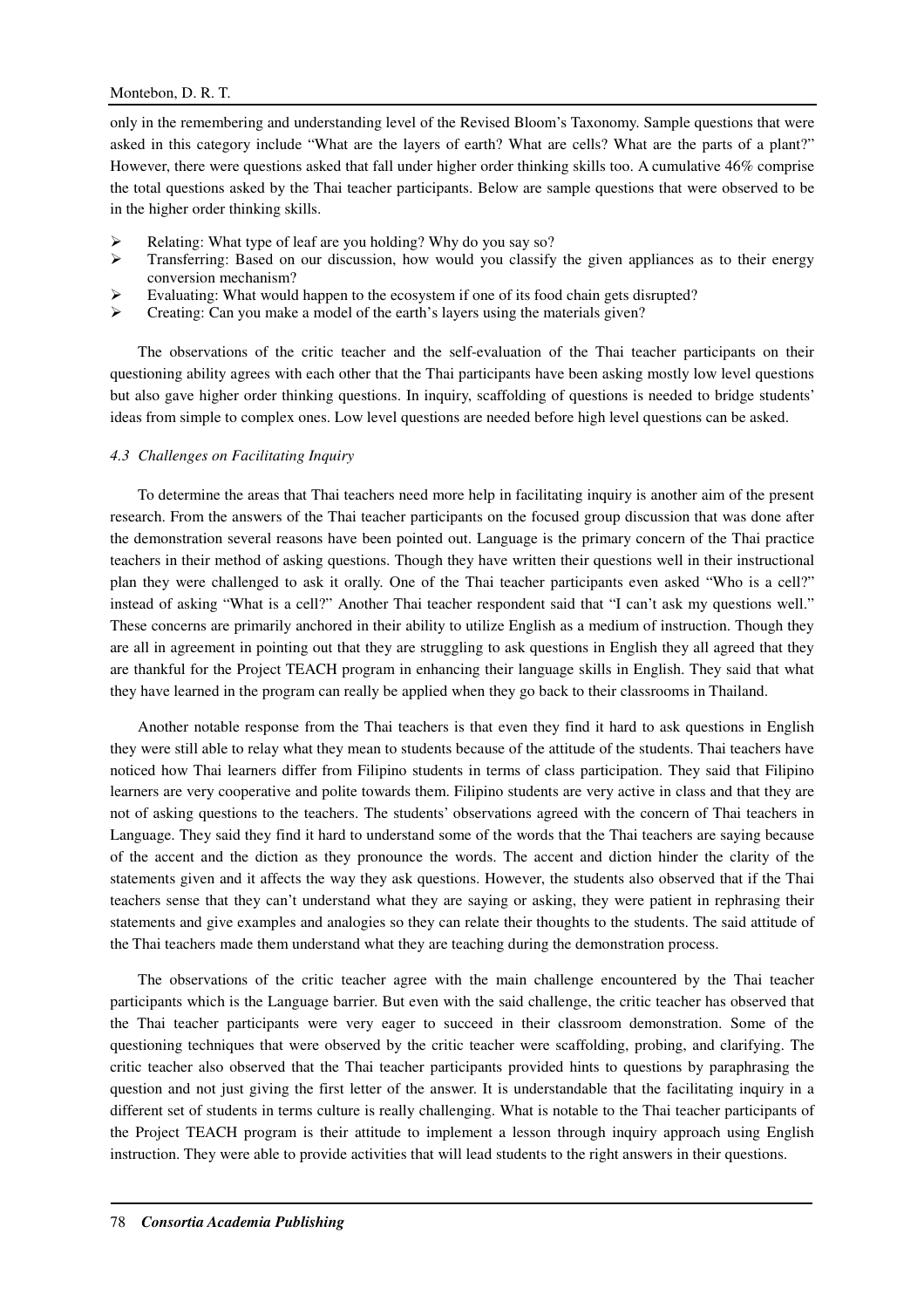only in the remembering and understanding level of the Revised Bloom's Taxonomy. Sample questions that were asked in this category include "What are the layers of earth? What are cells? What are the parts of a plant?" However, there were questions asked that fall under higher order thinking skills too. A cumulative 46% comprise the total questions asked by the Thai teacher participants. Below are sample questions that were observed to be in the higher order thinking skills.

- Relating: What type of leaf are you holding? Why do you say so?
- Transferring: Based on our discussion, how would you classify the given appliances as to their energy conversion mechanism?
- Evaluating: What would happen to the ecosystem if one of its food chain gets disrupted?
- Creating: Can you make a model of the earth's layers using the materials given?

The observations of the critic teacher and the self-evaluation of the Thai teacher participants on their questioning ability agrees with each other that the Thai participants have been asking mostly low level questions but also gave higher order thinking questions. In inquiry, scaffolding of questions is needed to bridge students' ideas from simple to complex ones. Low level questions are needed before high level questions can be asked.

### *4.3 Challenges on Facilitating Inquiry*

To determine the areas that Thai teachers need more help in facilitating inquiry is another aim of the present research. From the answers of the Thai teacher participants on the focused group discussion that was done after the demonstration several reasons have been pointed out. Language is the primary concern of the Thai practice teachers in their method of asking questions. Though they have written their questions well in their instructional plan they were challenged to ask it orally. One of the Thai teacher participants even asked "Who is a cell?" instead of asking "What is a cell?" Another Thai teacher respondent said that "I can't ask my questions well." These concerns are primarily anchored in their ability to utilize English as a medium of instruction. Though they are all in agreement in pointing out that they are struggling to ask questions in English they all agreed that they are thankful for the Project TEACH program in enhancing their language skills in English. They said that what they have learned in the program can really be applied when they go back to their classrooms in Thailand.

Another notable response from the Thai teachers is that even they find it hard to ask questions in English they were still able to relay what they mean to students because of the attitude of the students. Thai teachers have noticed how Thai learners differ from Filipino students in terms of class participation. They said that Filipino learners are very cooperative and polite towards them. Filipino students are very active in class and that they are not of asking questions to the teachers. The students' observations agreed with the concern of Thai teachers in Language. They said they find it hard to understand some of the words that the Thai teachers are saying because of the accent and the diction as they pronounce the words. The accent and diction hinder the clarity of the statements given and it affects the way they ask questions. However, the students also observed that if the Thai teachers sense that they can't understand what they are saying or asking, they were patient in rephrasing their statements and give examples and analogies so they can relate their thoughts to the students. The said attitude of the Thai teachers made them understand what they are teaching during the demonstration process.

The observations of the critic teacher agree with the main challenge encountered by the Thai teacher participants which is the Language barrier. But even with the said challenge, the critic teacher has observed that the Thai teacher participants were very eager to succeed in their classroom demonstration. Some of the questioning techniques that were observed by the critic teacher were scaffolding, probing, and clarifying. The critic teacher also observed that the Thai teacher participants provided hints to questions by paraphrasing the question and not just giving the first letter of the answer. It is understandable that the facilitating inquiry in a different set of students in terms culture is really challenging. What is notable to the Thai teacher participants of the Project TEACH program is their attitude to implement a lesson through inquiry approach using English instruction. They were able to provide activities that will lead students to the right answers in their questions.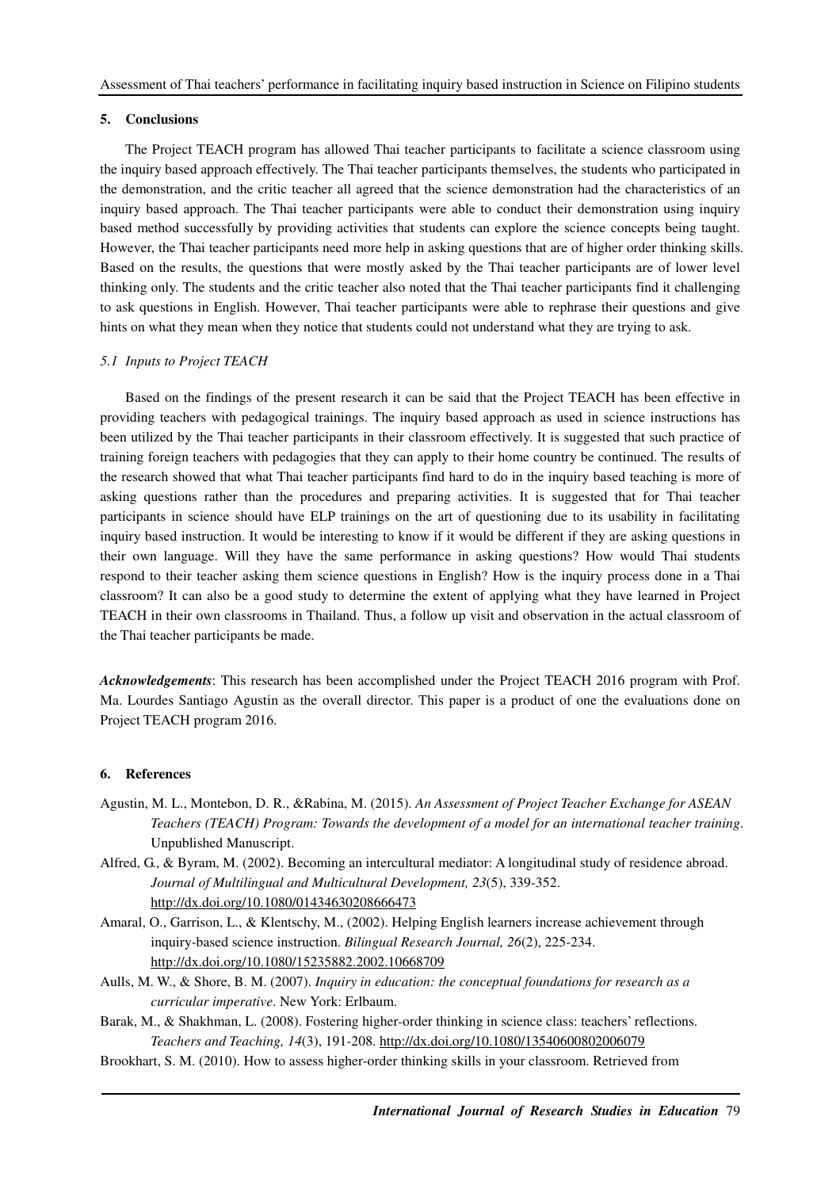## 5. Conclusions

The Project TEACH program has allowed Thai teacher participants to facilitate a science classroom using the inquiry based approach effectively. The Thai teacher participants themselves, the students who participated in the demonstration, and the critic teacher all agreed that the science demonstration had the characteristics of an inquiry based approach. The Thai teacher participants were able to conduct their demonstration using inquiry based method successfully by providing activities that students can explore the science concepts being taught. However, the Thai teacher participants need more help in asking questions that are of higher order thinking skills. Based on the results, the questions that were mostly asked by the Thai teacher participants are of lower level thinking only. The students and the critic teacher also noted that the Thai teacher participants find it challenging to ask questions in English. However, Thai teacher participants were able to rephrase their questions and give hints on what they mean when they notice that students could not understand what they are trying to ask.

### *5.1 Inputs to Project TEACH*

Based on the findings of the present research it can be said that the Project TEACH has been effective in providing teachers with pedagogical trainings. The inquiry based approach as used in science instructions has been utilized by the Thai teacher participants in their classroom effectively. It is suggested that such practice of training foreign teachers with pedagogies that they can apply to their home country be continued. The results of the research showed that what Thai teacher participants find hard to do in the inquiry based teaching is more of asking questions rather than the procedures and preparing activities. It is suggested that for Thai teacher participants in science should have ELP trainings on the art of questioning due to its usability in facilitating inquiry based instruction. It would be interesting to know if it would be different if they are asking questions in their own language. Will they have the same performance in asking questions? How would Thai students respond to their teacher asking them science questions in English? How is the inquiry process done in a Thai classroom? It can also be a good study to determine the extent of applying what they have learned in Project TEACH in their own classrooms in Thailand. Thus, a follow up visit and observation in the actual classroom of the Thai teacher participants be made.

***Acknowledgements***: This research has been accomplished under the Project TEACH 2016 program with Prof. Ma. Lourdes Santiago Agustin as the overall director. This paper is a product of one the evaluations done on Project TEACH program 2016.

## 6. References

Agustin, M. L., Montebon, D. R., &Rabina, M. (2015). *An Assessment of Project Teacher Exchange for ASEAN Teachers (TEACH) Program: Towards the development of a model for an international teacher training*. Unpublished Manuscript.

Alfred, G., & Byram, M. (2002). Becoming an intercultural mediator: A longitudinal study of residence abroad. *Journal of Multilingual and Multicultural Development, 23*(5), 339-352. http://dx.doi.org/10.1080/01434630208666473

Amaral, O., Garrison, L., & Klentschy, M., (2002). Helping English learners increase achievement through inquiry-based science instruction. *Bilingual Research Journal, 26*(2), 225-234. http://dx.doi.org/10.1080/15235882.2002.10668709

Aulls, M. W., & Shore, B. M. (2007). *Inquiry in education: the conceptual foundations for research as a curricular imperative*. New York: Erlbaum.

Barak, M., & Shakhman, L. (2008). Fostering higher-order thinking in science class: teachers' reflections. *Teachers and Teaching, 14*(3), 191-208. http://dx.doi.org/10.1080/13540600802006079

Brookhart, S. M. (2010). How to assess higher-order thinking skills in your classroom. Retrieved from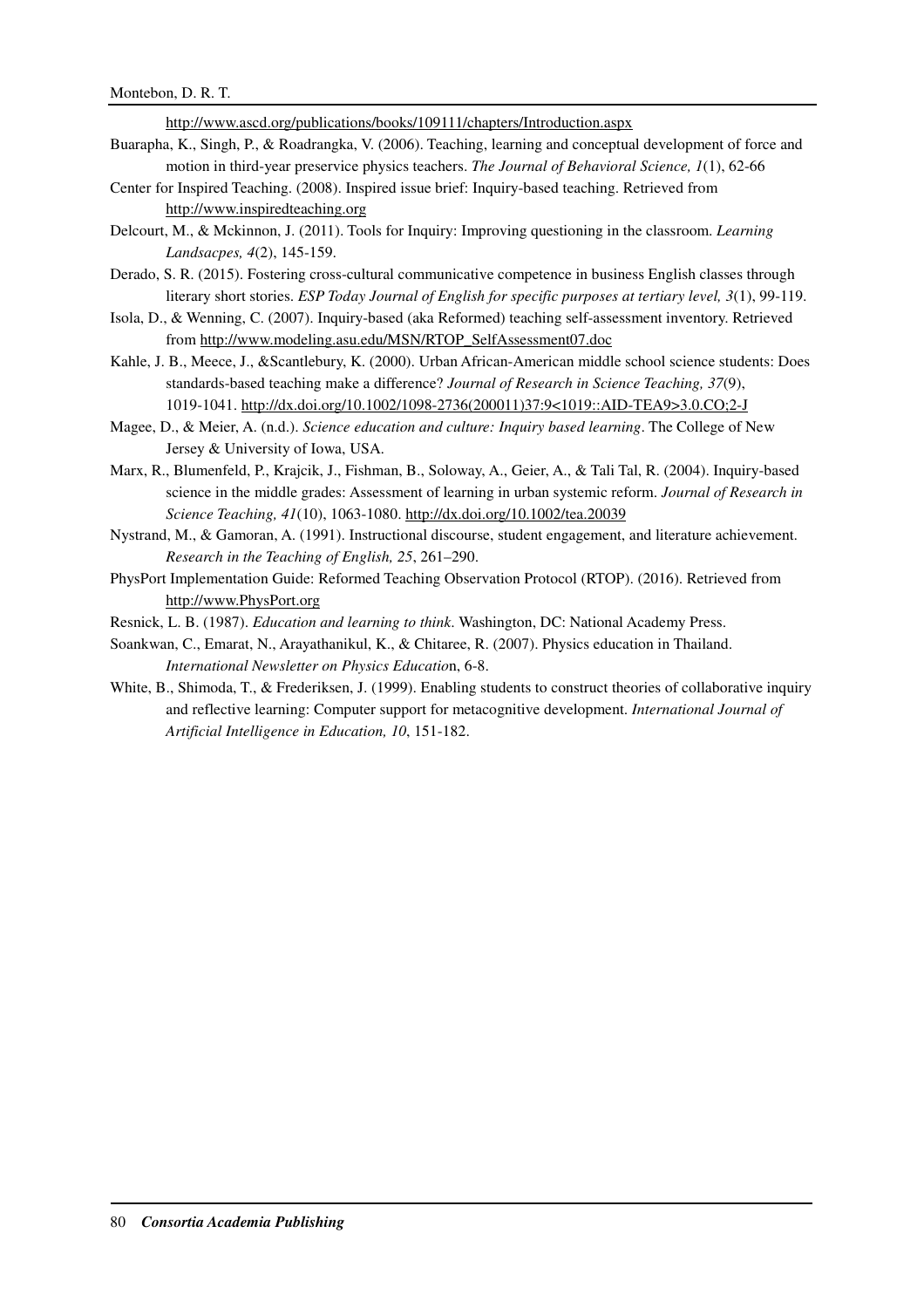http://www.ascd.org/publications/books/109111/chapters/Introduction.aspx

Buarapha, K., Singh, P., & Roadrangka, V. (2006). Teaching, learning and conceptual development of force and motion in third-year preservice physics teachers. *The Journal of Behavioral Science, 1*(1), 62-66

Center for Inspired Teaching. (2008). Inspired issue brief: Inquiry-based teaching. Retrieved from http://www.inspiredteaching.org

Delcourt, M., & Mckinnon, J. (2011). Tools for Inquiry: Improving questioning in the classroom. *Learning Landsacpes, 4*(2), 145-159.

Derado, S. R. (2015). Fostering cross-cultural communicative competence in business English classes through literary short stories. *ESP Today Journal of English for specific purposes at tertiary level, 3*(1), 99-119.

Isola, D., & Wenning, C. (2007). Inquiry-based (aka Reformed) teaching self-assessment inventory. Retrieved from http://www.modeling.asu.edu/MSN/RTOP_SelfAssessment07.doc

Kahle, J. B., Meece, J., &Scantlebury, K. (2000). Urban African-American middle school science students: Does standards-based teaching make a difference? *Journal of Research in Science Teaching, 37*(9), 1019-1041. http://dx.doi.org/10.1002/1098-2736(200011)37:9<1019::AID-TEA9>3.0.CO;2-J

Magee, D., & Meier, A. (n.d.). *Science education and culture: Inquiry based learning*. The College of New Jersey & University of Iowa, USA.

Marx, R., Blumenfeld, P., Krajcik, J., Fishman, B., Soloway, A., Geier, A., & Tali Tal, R. (2004). Inquiry-based science in the middle grades: Assessment of learning in urban systemic reform. *Journal of Research in Science Teaching, 41*(10), 1063-1080. http://dx.doi.org/10.1002/tea.20039

Nystrand, M., & Gamoran, A. (1991). Instructional discourse, student engagement, and literature achievement. *Research in the Teaching of English, 25*, 261–290.

PhysPort Implementation Guide: Reformed Teaching Observation Protocol (RTOP). (2016). Retrieved from http://www.PhysPort.org

Resnick, L. B. (1987). *Education and learning to think*. Washington, DC: National Academy Press.

Soankwan, C., Emarat, N., Arayathanikul, K., & Chitaree, R. (2007). Physics education in Thailand. *International Newsletter on Physics Educatio*n, 6-8.

White, B., Shimoda, T., & Frederiksen, J. (1999). Enabling students to construct theories of collaborative inquiry and reflective learning: Computer support for metacognitive development. *International Journal of Artificial Intelligence in Education, 10*, 151-182.